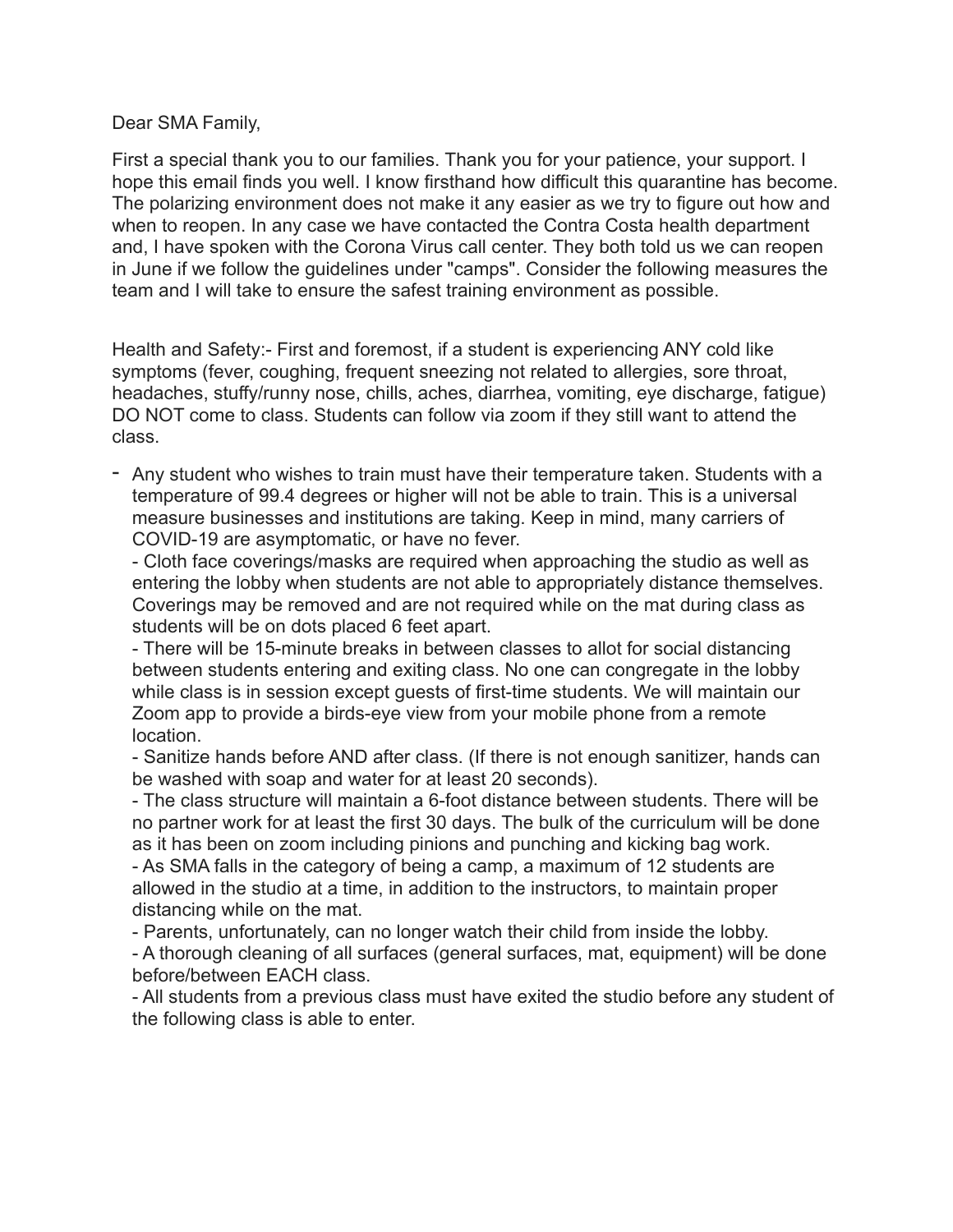Dear SMA Family,

First a special thank you to our families. Thank you for your patience, your support. I hope this email finds you well. I know firsthand how difficult this quarantine has become. The polarizing environment does not make it any easier as we try to figure out how and when to reopen. In any case we have contacted the Contra Costa health department and, I have spoken with the Corona Virus call center. They both told us we can reopen in June if we follow the guidelines under "camps". Consider the following measures the team and I will take to ensure the safest training environment as possible.

Health and Safety:- First and foremost, if a student is experiencing ANY cold like symptoms (fever, coughing, frequent sneezing not related to allergies, sore throat, headaches, stuffy/runny nose, chills, aches, diarrhea, vomiting, eye discharge, fatigue) DO NOT come to class. Students can follow via zoom if they still want to attend the class.

- Any student who wishes to train must have their temperature taken. Students with a temperature of 99.4 degrees or higher will not be able to train. This is a universal measure businesses and institutions are taking. Keep in mind, many carriers of COVID-19 are asymptomatic, or have no fever.
- Cloth face coverings/masks are required when approaching the studio as well as entering the lobby when students are not able to appropriately distance themselves. Coverings may be removed and are not required while on the mat during class as students will be on dots placed 6 feet apart.
- There will be 15-minute breaks in between classes to allot for social distancing between students entering and exiting class. No one can congregate in the lobby while class is in session except guests of first-time students. We will maintain our Zoom app to provide a birds-eye view from your mobile phone from a remote location.
- Sanitize hands before AND after class. (If there is not enough sanitizer, hands can be washed with soap and water for at least 20 seconds).
- The class structure will maintain a 6-foot distance between students. There will be no partner work for at least the first 30 days. The bulk of the curriculum will be done as it has been on zoom including pinions and punching and kicking bag work.
- As SMA falls in the category of being a camp, a maximum of 12 students are allowed in the studio at a time, in addition to the instructors, to maintain proper distancing while on the mat.
- Parents, unfortunately, can no longer watch their child from inside the lobby.
- A thorough cleaning of all surfaces (general surfaces, mat, equipment) will be done before/between EACH class.
- All students from a previous class must have exited the studio before any student of the following class is able to enter.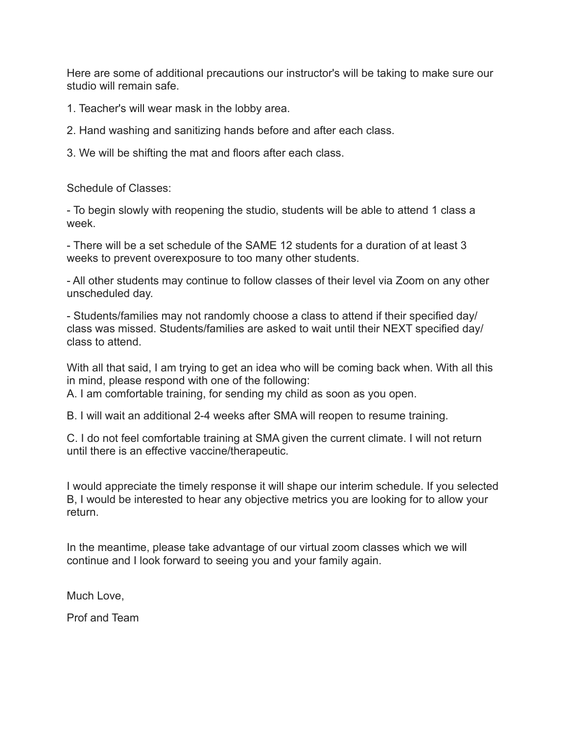Here are some of additional precautions our instructor's will be taking to make sure our studio will remain safe.

1. Teacher's will wear mask in the lobby area.

2. Hand washing and sanitizing hands before and after each class.

3. We will be shifting the mat and floors after each class.

Schedule of Classes:

- To begin slowly with reopening the studio, students will be able to attend 1 class a week.

- There will be a set schedule of the SAME 12 students for a duration of at least 3 weeks to prevent overexposure to too many other students.

- All other students may continue to follow classes of their level via Zoom on any other unscheduled day.

- Students/families may not randomly choose a class to attend if their specified day/class was missed. Students/families are asked to wait until their NEXT specified day/class to attend.

With all that said, I am trying to get an idea who will be coming back when. With all this in mind, please respond with one of the following:

A. I am comfortable training, for sending my child as soon as you open.

B. I will wait an additional 2-4 weeks after SMA will reopen to resume training.

C. I do not feel comfortable training at SMA given the current climate. I will not return until there is an effective vaccine/therapeutic.

I would appreciate the timely response it will shape our interim schedule. If you selected B, I would be interested to hear any objective metrics you are looking for to allow your return.

In the meantime, please take advantage of our virtual zoom classes which we will continue and I look forward to seeing you and your family again.

Much Love,

Prof and Team